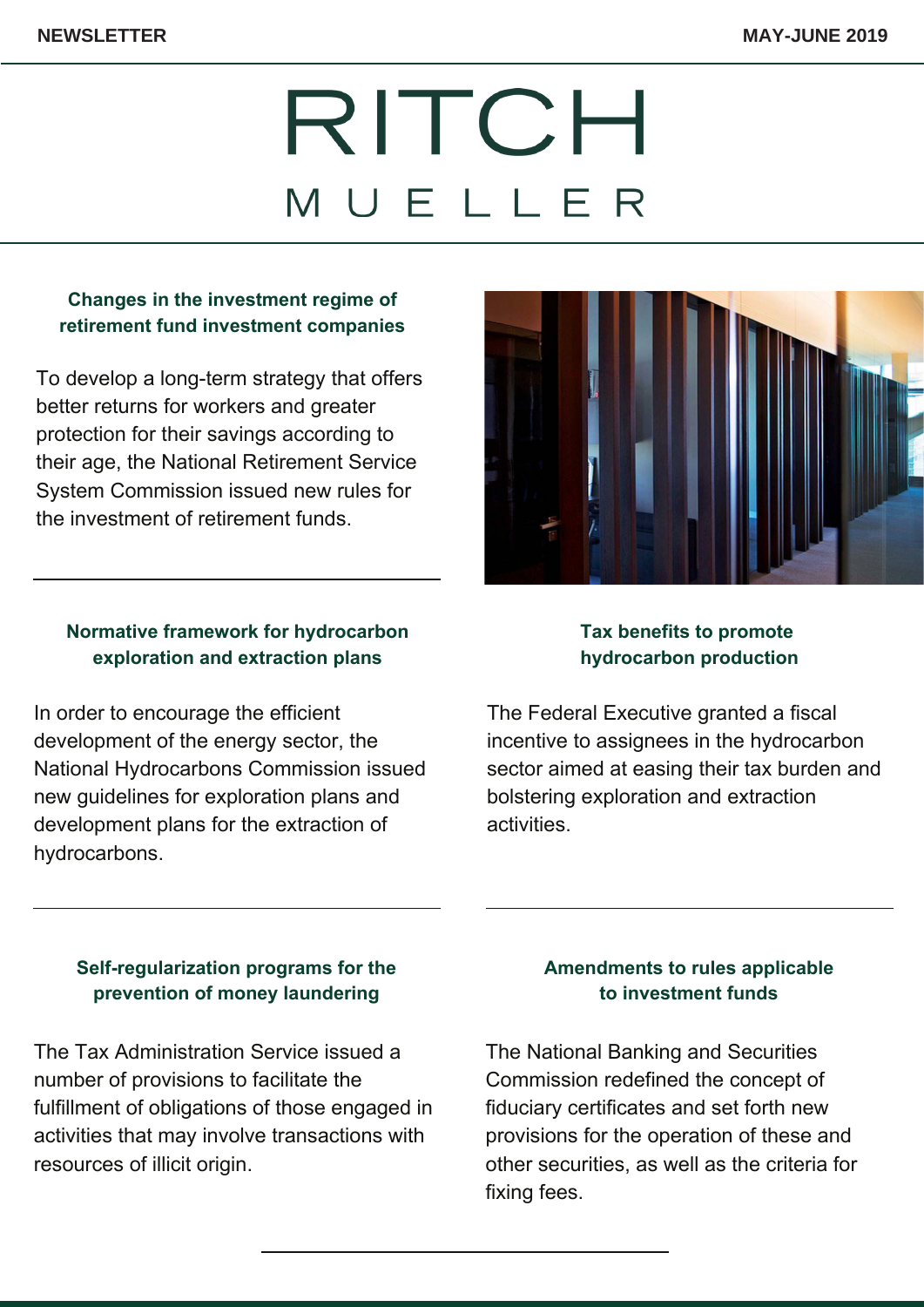NEWSLETTER

MAY-JUNE 2019

# RITCH MUELLER

## Changes in the investment regime of retirement fund investment companies

To develop a long-term strategy that offers better returns for workers and greater protection for their savings according to their age, the National Retirement Service System Commission issued new rules for the investment of retirement funds.

## Normative framework for hydrocarbon exploration and extraction plans

In order to encourage the efficient development of the energy sector, the National Hydrocarbons Commission issued new guidelines for exploration plans and development plans for the extraction of hydrocarbons.

## Tax benefits to promote hydrocarbon production

The Federal Executive granted a fiscal incentive to assignees in the hydrocarbon sector aimed at easing their tax burden and bolstering exploration and extraction activities.

## Self-regularization programs for the prevention of money laundering

The Tax Administration Service issued a number of provisions to facilitate the fulfillment of obligations of those engaged in activities that may involve transactions with resources of illicit origin.

## Amendments to rules applicable to investment funds

The National Banking and Securities Commission redefined the concept of fiduciary certificates and set forth new provisions for the operation of these and other securities, as well as the criteria for fixing fees.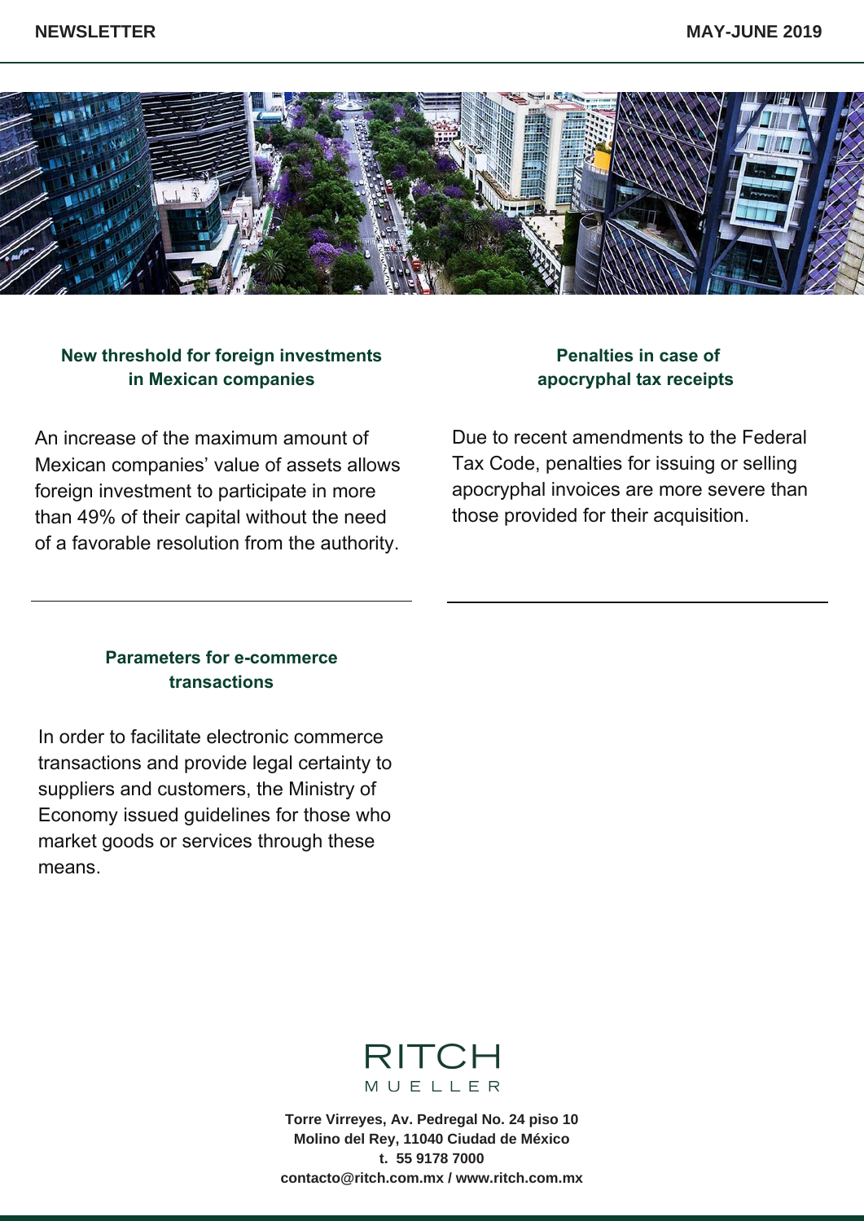### New threshold for foreign investments in Mexican companies

An increase of the maximum amount of Mexican companies' value of assets allows foreign investment to participate in more than 49% of their capital without the need of a favorable resolution from the authority.

### Penalties in case of apocryphal tax receipts

Due to recent amendments to the Federal Tax Code, penalties for issuing or selling apocryphal invoices are more severe than those provided for their acquisition.

### Parameters for e-commerce transactions

In order to facilitate electronic commerce transactions and provide legal certainty to suppliers and customers, the Ministry of Economy issued guidelines for those who market goods or services through these means.

RITCH MUELLER

**Torre Virreyes, Av. Pedregal No. 24 piso 10**
**Molino del Rey, 11040 Ciudad de México**
**t. 55 9178 7000**
**contacto@ritch.com.mx / www.ritch.com.mx**